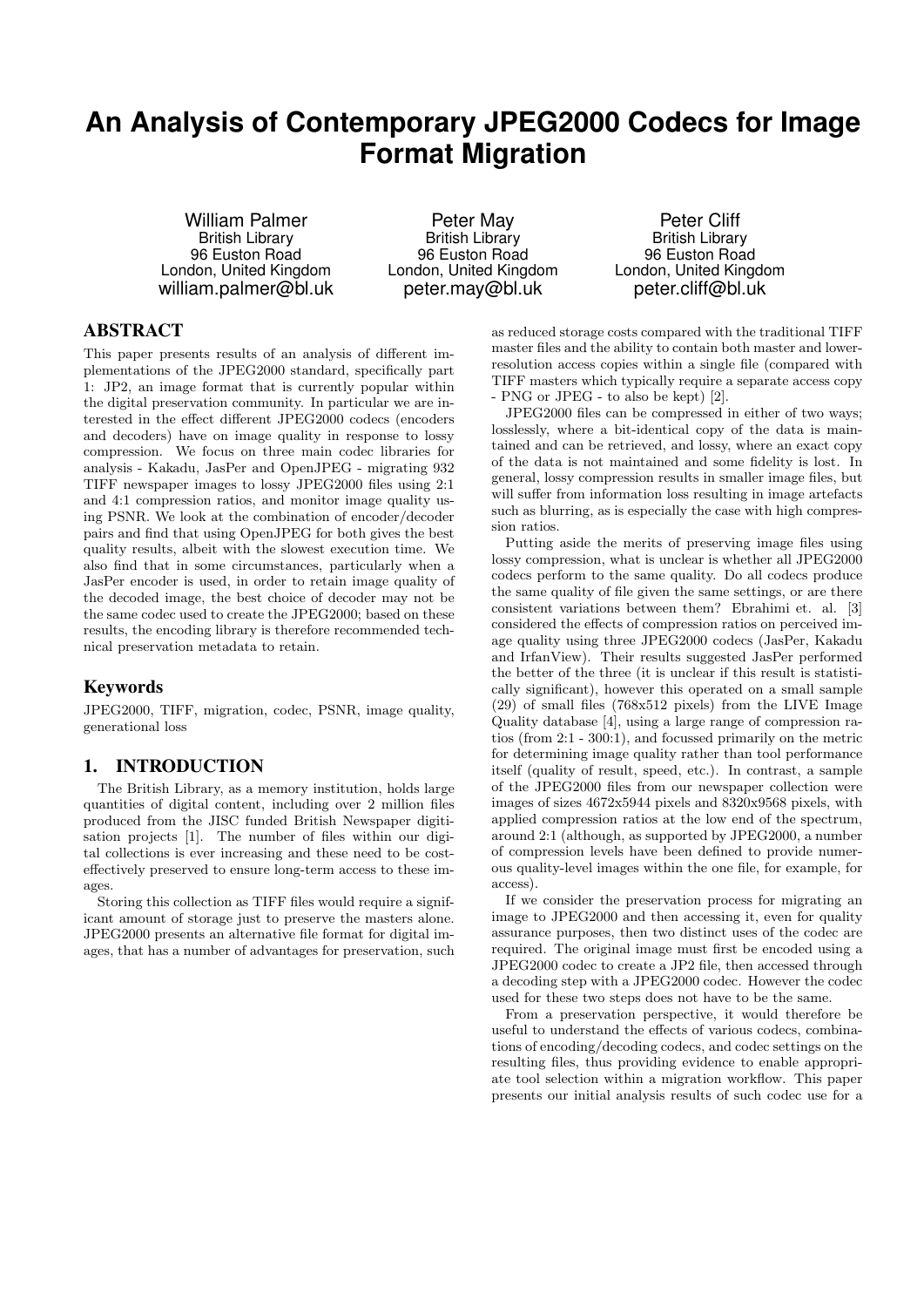# An Analysis of Contemporary JPEG2000 Codecs for Image Format Migration

William Palmer
British Library
96 Euston Road
London, United Kingdom
william.palmer@bl.uk

Peter May
British Library
96 Euston Road
London, United Kingdom
peter.may@bl.uk

Peter Cliff
British Library
96 Euston Road
London, United Kingdom
peter.cliff@bl.uk

## ABSTRACT

This paper presents results of an analysis of different implementations of the JPEG2000 standard, specifically part 1: JP2, an image format that is currently popular within the digital preservation community. In particular we are interested in the effect different JPEG2000 codecs (encoders and decoders) have on image quality in response to lossy compression. We focus on three main codec libraries for analysis - Kakadu, JasPer and OpenJPEG - migrating 932 TIFF newspaper images to lossy JPEG2000 files using 2:1 and 4:1 compression ratios, and monitor image quality using PSNR. We look at the combination of encoder/decoder pairs and find that using OpenJPEG for both gives the best quality results, albeit with the slowest execution time. We also find that in some circumstances, particularly when a JasPer encoder is used, in order to retain image quality of the decoded image, the best choice of decoder may not be the same codec used to create the JPEG2000; based on these results, the encoding library is therefore recommended technical preservation metadata to retain.

### Keywords

JPEG2000, TIFF, migration, codec, PSNR, image quality, generational loss

## 1. INTRODUCTION

The British Library, as a memory institution, holds large quantities of digital content, including over 2 million files produced from the JISC funded British Newspaper digitisation projects [1]. The number of files within our digital collections is ever increasing and these need to be cost-effectively preserved to ensure long-term access to these images.

Storing this collection as TIFF files would require a significant amount of storage just to preserve the masters alone. JPEG2000 presents an alternative file format for digital images, that has a number of advantages for preservation, such as reduced storage costs compared with the traditional TIFF master files and the ability to contain both master and lower-resolution access copies within a single file (compared with TIFF masters which typically require a separate access copy - PNG or JPEG - to also be kept) [2].

JPEG2000 files can be compressed in either of two ways; losslessly, where a bit-identical copy of the data is maintained and can be retrieved, and lossy, where an exact copy of the data is not maintained and some fidelity is lost. In general, lossy compression results in smaller image files, but will suffer from information loss resulting in image artefacts such as blurring, as is especially the case with high compression ratios.

Putting aside the merits of preserving image files using lossy compression, what is unclear is whether all JPEG2000 codecs perform to the same quality. Do all codecs produce the same quality of file given the same settings, or are there consistent variations between them? Ebrahimi et. al. [3] considered the effects of compression ratios on perceived image quality using three JPEG2000 codecs (JasPer, Kakadu and IrfanView). Their results suggested JasPer performed the better of the three (it is unclear if this result is statistically significant), however this operated on a small sample (29) of small files (768x512 pixels) from the LIVE Image Quality database [4], using a large range of compression ratios (from 2:1 - 300:1), and focussed primarily on the metric for determining image quality rather than tool performance itself (quality of result, speed, etc.). In contrast, a sample of the JPEG2000 files from our newspaper collection were images of sizes 4672x5944 pixels and 8320x9568 pixels, with applied compression ratios at the low end of the spectrum, around 2:1 (although, as supported by JPEG2000, a number of compression levels have been defined to provide numerous quality-level images within the one file, for example, for access).

If we consider the preservation process for migrating an image to JPEG2000 and then accessing it, even for quality assurance purposes, then two distinct uses of the codec are required. The original image must first be encoded using a JPEG2000 codec to create a JP2 file, then accessed through a decoding step with a JPEG2000 codec. However the codec used for these two steps does not have to be the same.

From a preservation perspective, it would therefore be useful to understand the effects of various codecs, combinations of encoding/decoding codecs, and codec settings on the resulting files, thus providing evidence to enable appropriate tool selection within a migration workflow. This paper presents our initial analysis results of such codec use for a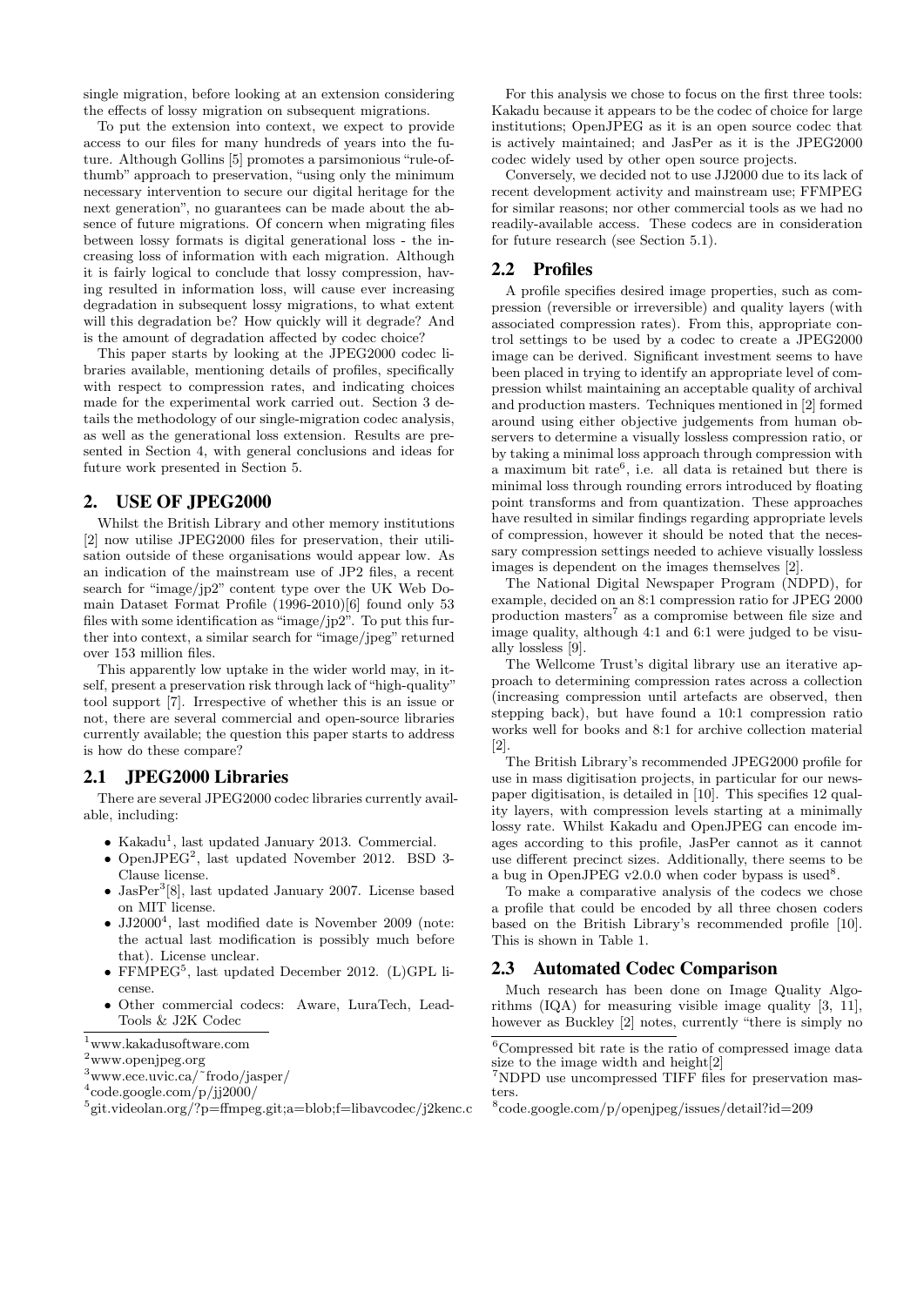single migration, before looking at an extension considering the effects of lossy migration on subsequent migrations.

To put the extension into context, we expect to provide access to our files for many hundreds of years into the future. Although Gollins [5] promotes a parsimonious "rule-of-thumb" approach to preservation, "using only the minimum necessary intervention to secure our digital heritage for the next generation", no guarantees can be made about the absence of future migrations. Of concern when migrating files between lossy formats is digital generational loss - the increasing loss of information with each migration. Although it is fairly logical to conclude that lossy compression, having resulted in information loss, will cause ever increasing degradation in subsequent lossy migrations, to what extent will this degradation be? How quickly will it degrade? And is the amount of degradation affected by codec choice?

This paper starts by looking at the JPEG2000 codec libraries available, mentioning details of profiles, specifically with respect to compression rates, and indicating choices made for the experimental work carried out. Section 3 details the methodology of our single-migration codec analysis, as well as the generational loss extension. Results are presented in Section 4, with general conclusions and ideas for future work presented in Section 5.

## 2. USE OF JPEG2000

Whilst the British Library and other memory institutions [2] now utilise JPEG2000 files for preservation, their utilisation outside of these organisations would appear low. As an indication of the mainstream use of JP2 files, a recent search for "image/jp2" content type over the UK Web Domain Dataset Format Profile (1996-2010)[6] found only 53 files with some identification as "image/jp2". To put this further into context, a similar search for "image/jpeg" returned over 153 million files.

This apparently low uptake in the wider world may, in itself, present a preservation risk through lack of "high-quality" tool support [7]. Irrespective of whether this is an issue or not, there are several commercial and open-source libraries currently available; the question this paper starts to address is how do these compare?

### 2.1 JPEG2000 Libraries

There are several JPEG2000 codec libraries currently available, including:

- Kakadu[1], last updated January 2013. Commercial.
- OpenJPEG[2], last updated November 2012. BSD 3-Clause license.
- JasPer[3][8], last updated January 2007. License based on MIT license.
- JJ2000[4], last modified date is November 2009 (note: the actual last modification is possibly much before that). License unclear.
- FFMPEG[5], last updated December 2012. (L)GPL license.
- Other commercial codecs: Aware, LuraTech, LeadTools & J2K Codec

For this analysis we chose to focus on the first three tools: Kakadu because it appears to be the codec of choice for large institutions; OpenJPEG as it is an open source codec that is actively maintained; and JasPer as it is the JPEG2000 codec widely used by other open source projects.

Conversely, we decided not to use JJ2000 due to its lack of recent development activity and mainstream use; FFMPEG for similar reasons; nor other commercial tools as we had no readily-available access. These codecs are in consideration for future research (see Section 5.1).

### 2.2 Profiles

A profile specifies desired image properties, such as compression (reversible or irreversible) and quality layers (with associated compression rates). From this, appropriate control settings to be used by a codec to create a JPEG2000 image can be derived. Significant investment seems to have been placed in trying to identify an appropriate level of compression whilst maintaining an acceptable quality of archival and production masters. Techniques mentioned in [2] formed around using either objective judgements from human observers to determine a visually lossless compression ratio, or by taking a minimal loss approach through compression with a maximum bit rate[6], i.e. all data is retained but there is minimal loss through rounding errors introduced by floating point transforms and from quantization. These approaches have resulted in similar findings regarding appropriate levels of compression, however it should be noted that the necessary compression settings needed to achieve visually lossless images is dependent on the images themselves [2].

The National Digital Newspaper Program (NDPD), for example, decided on an 8:1 compression ratio for JPEG 2000 production masters[7] as a compromise between file size and image quality, although 4:1 and 6:1 were judged to be visually lossless [9].

The Wellcome Trust's digital library use an iterative approach to determining compression rates across a collection (increasing compression until artefacts are observed, then stepping back), but have found a 10:1 compression ratio works well for books and 8:1 for archive collection material [2].

The British Library's recommended JPEG2000 profile for use in mass digitisation projects, in particular for our newspaper digitisation, is detailed in [10]. This specifies 12 quality layers, with compression levels starting at a minimally lossy rate. Whilst Kakadu and OpenJPEG can encode images according to this profile, JasPer cannot as it cannot use different precinct sizes. Additionally, there seems to be a bug in OpenJPEG v2.0.0 when coder bypass is used[8].

To make a comparative analysis of the codecs we chose a profile that could be encoded by all three chosen coders based on the British Library's recommended profile [10]. This is shown in Table 1.

### 2.3 Automated Codec Comparison

Much research has been done on Image Quality Algorithms (IQA) for measuring visible image quality [3, 11], however as Buckley [2] notes, currently "there is simply no

[1] www.kakadusoftware.com
[2] www.openjpeg.org
[3] www.ece.uvic.ca/~frodo/jasper/
[4] code.google.com/p/jj2000/
[5] git.videolan.org/?p=ffmpeg.git;a=blob;f=libavcodec/j2kenc.c
[6] Compressed bit rate is the ratio of compressed image data size to the image width and height[2]
[7] NDPD use uncompressed TIFF files for preservation masters.
[8] code.google.com/p/openjpeg/issues/detail?id=209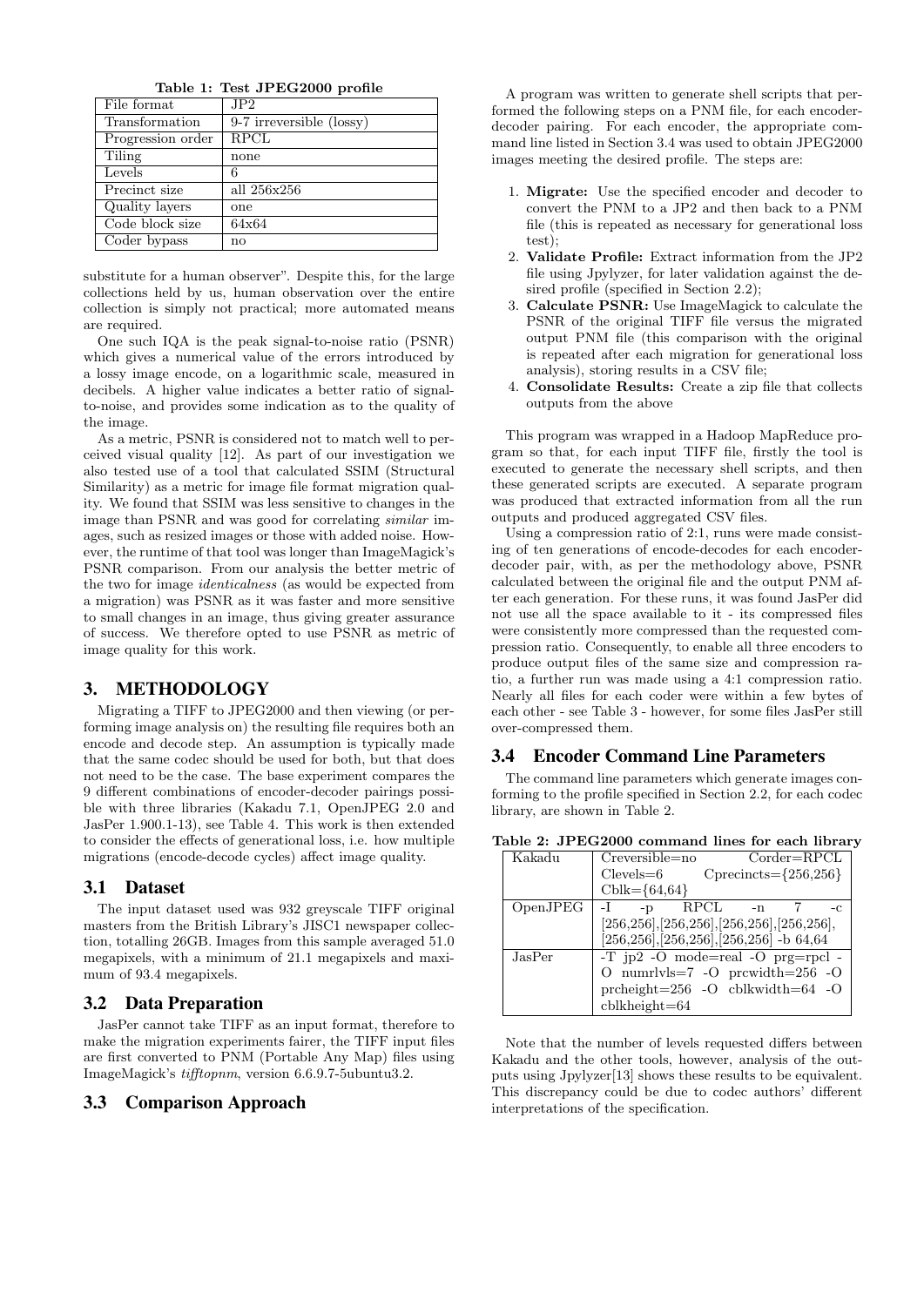Table 1: Test JPEG2000 profile

| File format | JP2 |
|---|---|
| Transformation | 9-7 irreversible (lossy) |
| Progression order | RPCL |
| Tiling | none |
| Levels | 6 |
| Precinct size | all 256x256 |
| Quality layers | one |
| Code block size | 64x64 |
| Coder bypass | no |

substitute for a human observer". Despite this, for the large collections held by us, human observation over the entire collection is simply not practical; more automated means are required.

One such IQA is the peak signal-to-noise ratio (PSNR) which gives a numerical value of the errors introduced by a lossy image encode, on a logarithmic scale, measured in decibels. A higher value indicates a better ratio of signal-to-noise, and provides some indication as to the quality of the image.

As a metric, PSNR is considered not to match well to perceived visual quality [12]. As part of our investigation we also tested use of a tool that calculated SSIM (Structural Similarity) as a metric for image file format migration quality. We found that SSIM was less sensitive to changes in the image than PSNR and was good for correlating *similar* images, such as resized images or those with added noise. However, the runtime of that tool was longer than ImageMagick's PSNR comparison. From our analysis the better metric of the two for image *identicalness* (as would be expected from a migration) was PSNR as it was faster and more sensitive to small changes in an image, thus giving greater assurance of success. We therefore opted to use PSNR as metric of image quality for this work.

## 3. METHODOLOGY

Migrating a TIFF to JPEG2000 and then viewing (or performing image analysis on) the resulting file requires both an encode and decode step. An assumption is typically made that the same codec should be used for both, but that does not need to be the case. The base experiment compares the 9 different combinations of encoder-decoder pairings possible with three libraries (Kakadu 7.1, OpenJPEG 2.0 and JasPer 1.900.1-13), see Table 4. This work is then extended to consider the effects of generational loss, i.e. how multiple migrations (encode-decode cycles) affect image quality.

### 3.1 Dataset

The input dataset used was 932 greyscale TIFF original masters from the British Library's JISC1 newspaper collection, totalling 26GB. Images from this sample averaged 51.0 megapixels, with a minimum of 21.1 megapixels and maximum of 93.4 megapixels.

### 3.2 Data Preparation

JasPer cannot take TIFF as an input format, therefore to make the migration experiments fairer, the TIFF input files are first converted to PNM (Portable Any Map) files using ImageMagick's *tifftopnm*, version 6.6.9.7-5ubuntu3.2.

### 3.3 Comparison Approach

A program was written to generate shell scripts that performed the following steps on a PNM file, for each encoder-decoder pairing. For each encoder, the appropriate command line listed in Section 3.4 was used to obtain JPEG2000 images meeting the desired profile. The steps are:

1. **Migrate:** Use the specified encoder and decoder to convert the PNM to a JP2 and then back to a PNM file (this is repeated as necessary for generational loss test);
2. **Validate Profile:** Extract information from the JP2 file using Jpylyzer, for later validation against the desired profile (specified in Section 2.2);
3. **Calculate PSNR:** Use ImageMagick to calculate the PSNR of the original TIFF file versus the migrated output PNM file (this comparison with the original is repeated after each migration for generational loss analysis), storing results in a CSV file;
4. **Consolidate Results:** Create a zip file that collects outputs from the above

This program was wrapped in a Hadoop MapReduce program so that, for each input TIFF file, firstly the tool is executed to generate the necessary shell scripts, and then these generated scripts are executed. A separate program was produced that extracted information from all the run outputs and produced aggregated CSV files.

Using a compression ratio of 2:1, runs were made consisting of ten generations of encode-decodes for each encoder-decoder pair, with, as per the methodology above, PSNR calculated between the original file and the output PNM after each generation. For these runs, it was found JasPer did not use all the space available to it - its compressed files were consistently more compressed than the requested compression ratio. Consequently, to enable all three encoders to produce output files of the same size and compression ratio, a further run was made using a 4:1 compression ratio. Nearly all files for each coder were within a few bytes of each other - see Table 3 - however, for some files JasPer still over-compressed them.

### 3.4 Encoder Command Line Parameters

The command line parameters which generate images conforming to the profile specified in Section 2.2, for each codec library, are shown in Table 2.

Table 2: JPEG2000 command lines for each library

| Library | Command line |
|---|---|
| Kakadu | Creversible=no Corder=RPCL Clevels=6 Cprecincts={256,256} Cblk={64,64} |
| OpenJPEG | -I -p RPCL -n 7 -c [256,256],[256,256],[256,256],[256,256], [256,256],[256,256],[256,256] -b 64,64 |
| JasPer | -T jp2 -O mode=real -O prg=rpcl -O numrlvls=7 -O prcwidth=256 -O prcheight=256 -O cblkwidth=64 -O cblkheight=64 |

Note that the number of levels requested differs between Kakadu and the other tools, however, analysis of the outputs using Jpylyzer[13] shows these results to be equivalent. This discrepancy could be due to codec authors' different interpretations of the specification.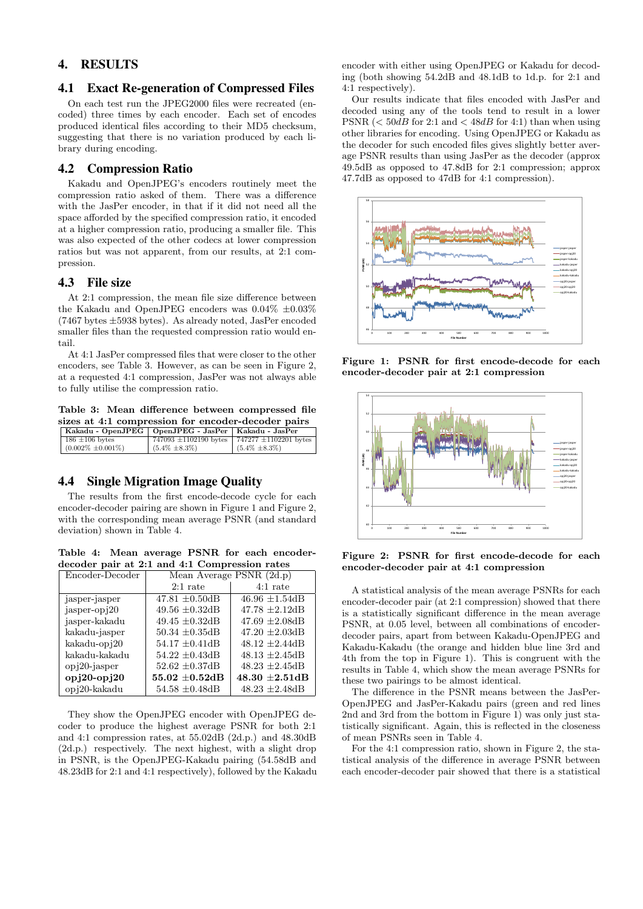## 4. RESULTS

### 4.1 Exact Re-generation of Compressed Files

On each test run the JPEG2000 files were recreated (encoded) three times by each encoder. Each set of encodes produced identical files according to their MD5 checksum, suggesting that there is no variation produced by each library during encoding.

### 4.2 Compression Ratio

Kakadu and OpenJPEG's encoders routinely meet the compression ratio asked of them. There was a difference with the JasPer encoder, in that if it did not need all the space afforded by the specified compression ratio, it encoded at a higher compression ratio, producing a smaller file. This was also expected of the other codecs at lower compression ratios but was not apparent, from our results, at 2:1 compression.

### 4.3 File size

At 2:1 compression, the mean file size difference between the Kakadu and OpenJPEG encoders was 0.04% ±0.03% (7467 bytes ±5938 bytes). As already noted, JasPer encoded smaller files than the requested compression ratio would entail.

At 4:1 JasPer compressed files that were closer to the other encoders, see Table 3. However, as can be seen in Figure 2, at a requested 4:1 compression, JasPer was not always able to fully utilise the compression ratio.

**Table 3: Mean difference between compressed file sizes at 4:1 compression for encoder-decoder pairs**

| Kakadu - OpenJPEG | OpenJPEG - JasPer | Kakadu - JasPer |
|---|---|---|
| 186 ±106 bytes (0.002% ±0.001%) | 747093 ±1102190 bytes (5.4% ±8.3%) | 747277 ±1102201 bytes (5.4% ±8.3%) |

### 4.4 Single Migration Image Quality

The results from the first encode-decode cycle for each encoder-decoder pairing are shown in Figure 1 and Figure 2, with the corresponding mean average PSNR (and standard deviation) shown in Table 4.

**Table 4: Mean average PSNR for each encoder-decoder pair at 2:1 and 4:1 Compression rates**

| Encoder-Decoder | Mean Average PSNR (2d.p) | |
|---|---|---|
| | 2:1 rate | 4:1 rate |
| jasper-jasper | 47.81 ±0.50dB | 46.96 ±1.54dB |
| jasper-opj20 | 49.56 ±0.32dB | 47.78 ±2.12dB |
| jasper-kakadu | 49.45 ±0.32dB | 47.69 ±2.08dB |
| kakadu-jasper | 50.34 ±0.35dB | 47.20 ±2.03dB |
| kakadu-opj20 | 54.17 ±0.41dB | 48.12 ±2.44dB |
| kakadu-kakadu | 54.22 ±0.43dB | 48.13 ±2.45dB |
| opj20-jasper | 52.62 ±0.37dB | 48.23 ±2.45dB |
| **opj20-opj20** | **55.02 ±0.52dB** | **48.30 ±2.51dB** |
| opj20-kakadu | 54.58 ±0.48dB | 48.23 ±2.48dB |

They show the OpenJPEG encoder with OpenJPEG decoder to produce the highest average PSNR for both 2:1 and 4:1 compression rates, at 55.02dB (2d.p.) and 48.30dB (2d.p.) respectively. The next highest, with a slight drop in PSNR, is the OpenJPEG-Kakadu pairing (54.58dB and 48.23dB for 2:1 and 4:1 respectively), followed by the Kakadu encoder with either using OpenJPEG or Kakadu for decoding (both showing 54.2dB and 48.1dB to 1d.p. for 2:1 and 4:1 respectively).

Our results indicate that files encoded with JasPer and decoded using any of the tools tend to result in a lower PSNR ($< 50dB$ for 2:1 and $< 48dB$ for 4:1) than when using other libraries for encoding. Using OpenJPEG or Kakadu as the decoder for such encoded files gives slightly better average PSNR results than using JasPer as the decoder (approx 49.5dB as opposed to 47.8dB for 2:1 compression; approx 47.7dB as opposed to 47dB for 4:1 compression).

**Figure 1: PSNR for first encode-decode for each encoder-decoder pair at 2:1 compression**

**Figure 2: PSNR for first encode-decode for each encoder-decoder pair at 4:1 compression**

A statistical analysis of the mean average PSNRs for each encoder-decoder pair (at 2:1 compression) showed that there is a statistically significant difference in the mean average PSNR, at 0.05 level, between all combinations of encoder-decoder pairs, apart from between Kakadu-OpenJPEG and Kakadu-Kakadu (the orange and hidden blue line 3rd and 4th from the top in Figure 1). This is congruent with the results in Table 4, which show the mean average PSNRs for these two pairings to be almost identical.

The difference in the PSNR means between the JasPer-OpenJPEG and JasPer-Kakadu pairs (green and red lines 2nd and 3rd from the bottom in Figure 1) was only just statistically significant. Again, this is reflected in the closeness of mean PSNRs seen in Table 4.

For the 4:1 compression ratio, shown in Figure 2, the statistical analysis of the difference in average PSNR between each encoder-decoder pair showed that there is a statistical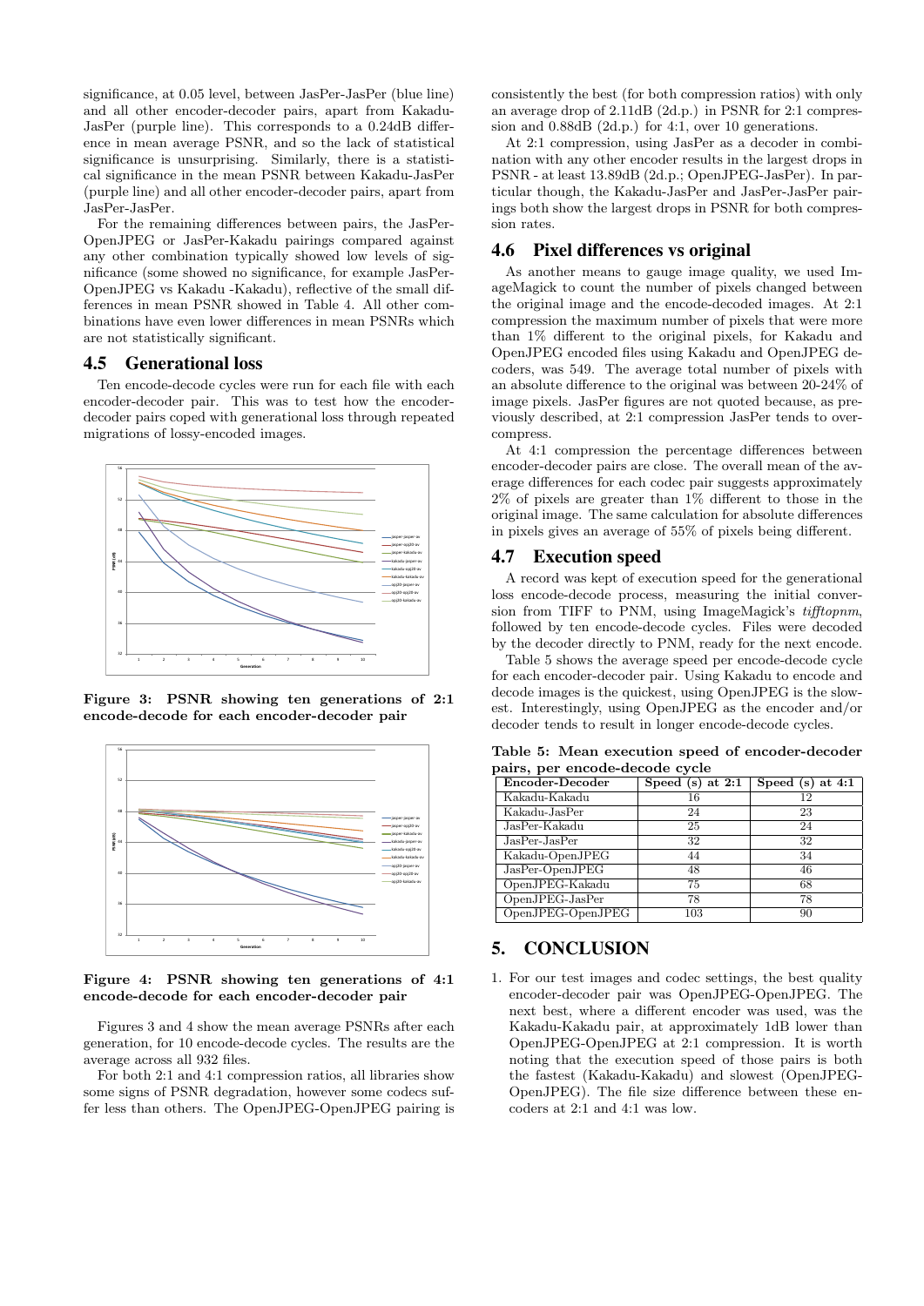significance, at 0.05 level, between JasPer-JasPer (blue line) and all other encoder-decoder pairs, apart from Kakadu-JasPer (purple line). This corresponds to a 0.24dB difference in mean average PSNR, and so the lack of statistical significance is unsurprising. Similarly, there is a statistical significance in the mean PSNR between Kakadu-JasPer (purple line) and all other encoder-decoder pairs, apart from JasPer-JasPer.

For the remaining differences between pairs, the JasPer-OpenJPEG or JasPer-Kakadu pairings compared against any other combination typically showed low levels of significance (some showed no significance, for example JasPer-OpenJPEG vs Kakadu -Kakadu), reflective of the small differences in mean PSNR showed in Table 4. All other combinations have even lower differences in mean PSNRs which are not statistically significant.

## 4.5 Generational loss

Ten encode-decode cycles were run for each file with each encoder-decoder pair. This was to test how the encoder-decoder pairs coped with generational loss through repeated migrations of lossy-encoded images.

**Figure 3: PSNR showing ten generations of 2:1 encode-decode for each encoder-decoder pair**

**Figure 4: PSNR showing ten generations of 4:1 encode-decode for each encoder-decoder pair**

Figures 3 and 4 show the mean average PSNRs after each generation, for 10 encode-decode cycles. The results are the average across all 932 files.

For both 2:1 and 4:1 compression ratios, all libraries show some signs of PSNR degradation, however some codecs suffer less than others. The OpenJPEG-OpenJPEG pairing is consistently the best (for both compression ratios) with only an average drop of 2.11dB (2d.p.) in PSNR for 2:1 compression and 0.88dB (2d.p.) for 4:1, over 10 generations.

At 2:1 compression, using JasPer as a decoder in combination with any other encoder results in the largest drops in PSNR - at least 13.89dB (2d.p.; OpenJPEG-JasPer). In particular though, the Kakadu-JasPer and JasPer-JasPer pairings both show the largest drops in PSNR for both compression rates.

## 4.6 Pixel differences vs original

As another means to gauge image quality, we used ImageMagick to count the number of pixels changed between the original image and the encode-decoded images. At 2:1 compression the maximum number of pixels that were more than 1% different to the original pixels, for Kakadu and OpenJPEG encoded files using Kakadu and OpenJPEG decoders, was 549. The average total number of pixels with an absolute difference to the original was between 20-24% of image pixels. JasPer figures are not quoted because, as previously described, at 2:1 compression JasPer tends to over-compress.

At 4:1 compression the percentage differences between encoder-decoder pairs are close. The overall mean of the average differences for each codec pair suggests approximately 2% of pixels are greater than 1% different to those in the original image. The same calculation for absolute differences in pixels gives an average of 55% of pixels being different.

## 4.7 Execution speed

A record was kept of execution speed for the generational loss encode-decode process, measuring the initial conversion from TIFF to PNM, using ImageMagick's *tifftopnm*, followed by ten encode-decode cycles. Files were decoded by the decoder directly to PNM, ready for the next encode.

Table 5 shows the average speed per encode-decode cycle for each encoder-decoder pair. Using Kakadu to encode and decode images is the quickest, using OpenJPEG is the slowest. Interestingly, using OpenJPEG as the encoder and/or decoder tends to result in longer encode-decode cycles.

**Table 5: Mean execution speed of encoder-decoder pairs, per encode-decode cycle**

| Encoder-Decoder | Speed (s) at 2:1 | Speed (s) at 4:1 |
|---|---|---|
| Kakadu-Kakadu | 16 | 12 |
| Kakadu-JasPer | 24 | 23 |
| JasPer-Kakadu | 25 | 24 |
| JasPer-JasPer | 32 | 32 |
| Kakadu-OpenJPEG | 44 | 34 |
| JasPer-OpenJPEG | 48 | 46 |
| OpenJPEG-Kakadu | 75 | 68 |
| OpenJPEG-JasPer | 78 | 78 |
| OpenJPEG-OpenJPEG | 103 | 90 |

# 5. CONCLUSION

1. For our test images and codec settings, the best quality encoder-decoder pair was OpenJPEG-OpenJPEG. The next best, where a different encoder was used, was the Kakadu-Kakadu pair, at approximately 1dB lower than OpenJPEG-OpenJPEG at 2:1 compression. It is worth noting that the execution speed of those pairs is both the fastest (Kakadu-Kakadu) and slowest (OpenJPEG-OpenJPEG). The file size difference between these encoders at 2:1 and 4:1 was low.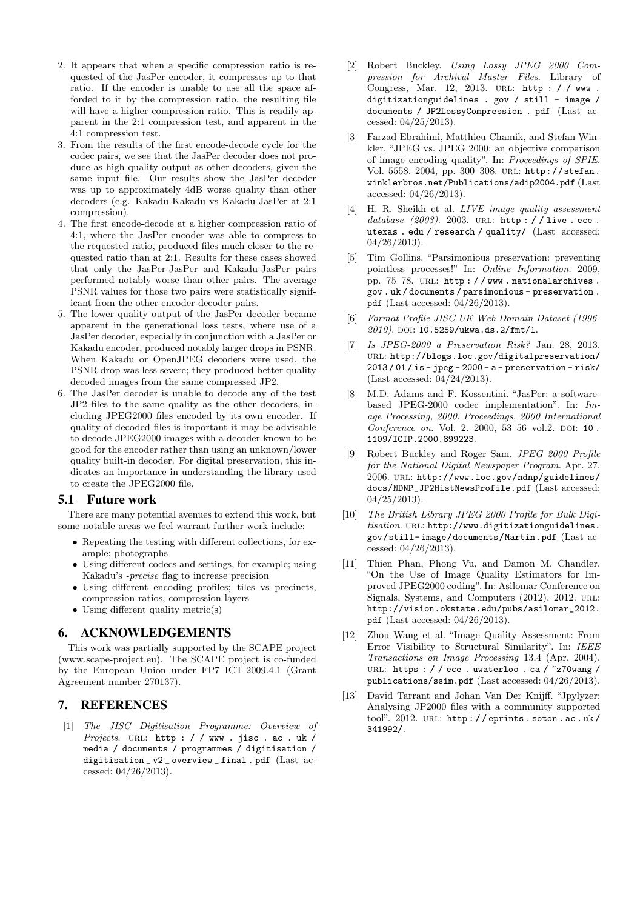2. It appears that when a specific compression ratio is requested of the JasPer encoder, it compresses up to that ratio. If the encoder is unable to use all the space afforded to it by the compression ratio, the resulting file will have a higher compression ratio. This is readily apparent in the 2:1 compression test, and apparent in the 4:1 compression test.
3. From the results of the first encode-decode cycle for the codec pairs, we see that the JasPer decoder does not produce as high quality output as other decoders, given the same input file. Our results show the JasPer decoder was up to approximately 4dB worse quality than other decoders (e.g. Kakadu-Kakadu vs Kakadu-JasPer at 2:1 compression).
4. The first encode-decode at a higher compression ratio of 4:1, where the JasPer encoder was able to compress to the requested ratio, produced files much closer to the requested ratio than at 2:1. Results for these cases showed that only the JasPer-JasPer and Kakadu-JasPer pairs performed notably worse than other pairs. The average PSNR values for those two pairs were statistically significant from the other encoder-decoder pairs.
5. The lower quality output of the JasPer decoder became apparent in the generational loss tests, where use of a JasPer decoder, especially in conjunction with a JasPer or Kakadu encoder, produced notably larger drops in PSNR. When Kakadu or OpenJPEG decoders were used, the PSNR drop was less severe; they produced better quality decoded images from the same compressed JP2.
6. The JasPer decoder is unable to decode any of the test JP2 files to the same quality as the other decoders, including JPEG2000 files encoded by its own encoder. If quality of decoded files is important it may be advisable to decode JPEG2000 images with a decoder known to be good for the encoder rather than using an unknown/lower quality built-in decoder. For digital preservation, this indicates an importance in understanding the library used to create the JPEG2000 file.

## 5.1 Future work

There are many potential avenues to extend this work, but some notable areas we feel warrant further work include:

- Repeating the testing with different collections, for example; photographs
- Using different codecs and settings, for example; using Kakadu's *-precise* flag to increase precision
- Using different encoding profiles; tiles vs precincts, compression ratios, compression layers
- Using different quality metric(s)

# 6. ACKNOWLEDGEMENTS

This work was partially supported by the SCAPE project (www.scape-project.eu). The SCAPE project is co-funded by the European Union under FP7 ICT-2009.4.1 (Grant Agreement number 270137).

# 7. REFERENCES

[1] *The JISC Digitisation Programme: Overview of Projects*. URL: http://www.jisc.ac.uk/media/documents/programmes/digitisation/digitisation_v2_overview_final.pdf (Last accessed: 04/26/2013).

[2] Robert Buckley. *Using Lossy JPEG 2000 Compression for Archival Master Files*. Library of Congress, Mar. 12, 2013. URL: http://www.digitizationguidelines.gov/still-image/documents/JP2LossyCompression.pdf (Last accessed: 04/25/2013).

[3] Farzad Ebrahimi, Matthieu Chamik, and Stefan Winkler. "JPEG vs. JPEG 2000: an objective comparison of image encoding quality". In: *Proceedings of SPIE*. Vol. 5558. 2004, pp. 300–308. URL: http://stefan.winklerbros.net/Publications/adip2004.pdf (Last accessed: 04/26/2013).

[4] H. R. Sheikh et al. *LIVE image quality assessment database (2003)*. 2003. URL: http://live.ece.utexas.edu/research/quality/ (Last accessed: 04/26/2013).

[5] Tim Gollins. "Parsimonious preservation: preventing pointless processes!" In: *Online Information*. 2009, pp. 75–78. URL: http://www.nationalarchives.gov.uk/documents/parsimonious-preservation.pdf (Last accessed: 04/26/2013).

[6] *Format Profile JISC UK Web Domain Dataset (1996-2010)*. DOI: 10.5259/ukwa.ds.2/fmt/1.

[7] *Is JPEG-2000 a Preservation Risk?* Jan. 28, 2013. URL: http://blogs.loc.gov/digitalpreservation/2013/01/is-jpeg-2000-a-preservation-risk/ (Last accessed: 04/24/2013).

[8] M.D. Adams and F. Kossentini. "JasPer: a software-based JPEG-2000 codec implementation". In: *Image Processing, 2000. Proceedings. 2000 International Conference on*. Vol. 2. 2000, 53–56 vol.2. DOI: 10.1109/ICIP.2000.899223.

[9] Robert Buckley and Roger Sam. *JPEG 2000 Profile for the National Digital Newspaper Program*. Apr. 27, 2006. URL: http://www.loc.gov/ndnp/guidelines/docs/NDNP_JP2HistNewsProfile.pdf (Last accessed: 04/25/2013).

[10] *The British Library JPEG 2000 Profile for Bulk Digitisation*. URL: http://www.digitizationguidelines.gov/still-image/documents/Martin.pdf (Last accessed: 04/26/2013).

[11] Thien Phan, Phong Vu, and Damon M. Chandler. "On the Use of Image Quality Estimators for Improved JPEG2000 coding". In: Asilomar Conference on Signals, Systems, and Computers (2012). 2012. URL: http://vision.okstate.edu/pubs/asilomar_2012.pdf (Last accessed: 04/26/2013).

[12] Zhou Wang et al. "Image Quality Assessment: From Error Visibility to Structural Similarity". In: *IEEE Transactions on Image Processing* 13.4 (Apr. 2004). URL: https://ece.uwaterloo.ca/~z70wang/publications/ssim.pdf (Last accessed: 04/26/2013).

[13] David Tarrant and Johan Van Der Knijff. "Jpylyzer: Analysing JP2000 files with a community supported tool". 2012. URL: http://eprints.soton.ac.uk/341992/.